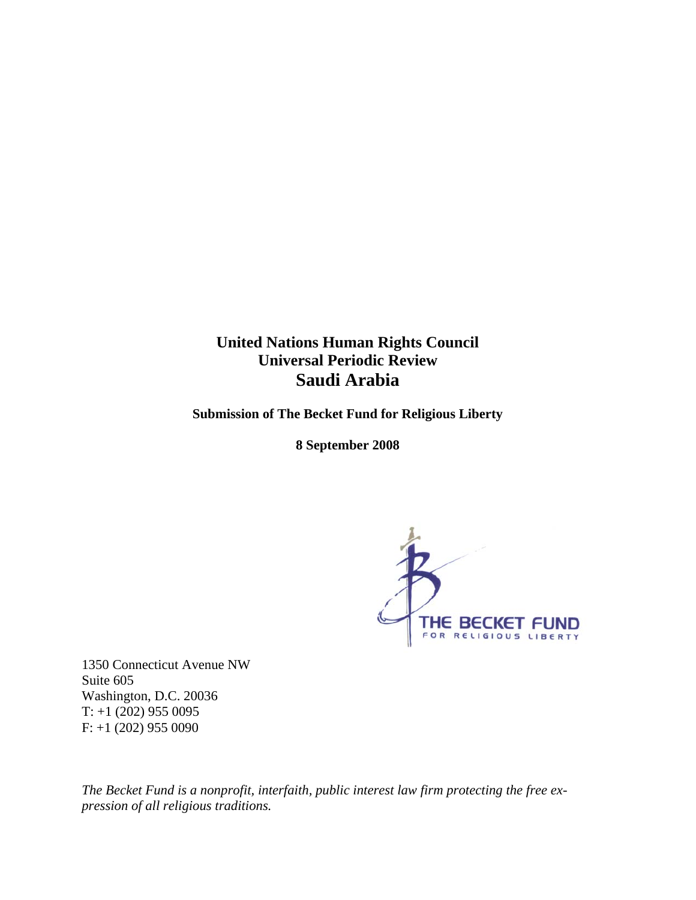# United Nations Human Rights Council
## Universal Periodic Review
# Saudi Arabia

**Submission of The Becket Fund for Religious Liberty**

**8 September 2008**

THE BECKET FUND
FOR RELIGIOUS LIBERTY

1350 Connecticut Avenue NW
Suite 605
Washington, D.C. 20036
T: +1 (202) 955 0095
F: +1 (202) 955 0090

*The Becket Fund is a nonprofit, interfaith, public interest law firm protecting the free expression of all religious traditions.*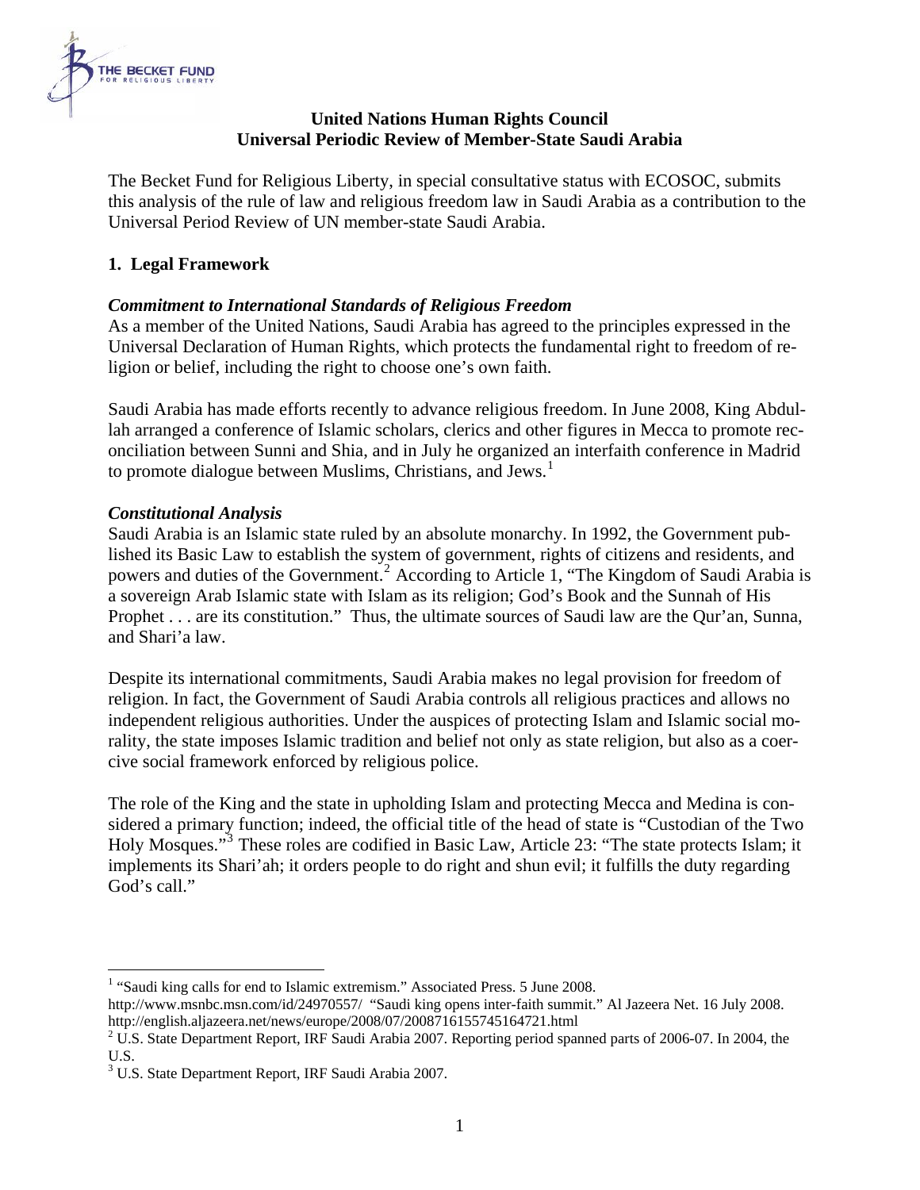**United Nations Human Rights Council**
**Universal Periodic Review of Member-State Saudi Arabia**

The Becket Fund for Religious Liberty, in special consultative status with ECOSOC, submits this analysis of the rule of law and religious freedom law in Saudi Arabia as a contribution to the Universal Period Review of UN member-state Saudi Arabia.

## 1. Legal Framework

### *Commitment to International Standards of Religious Freedom*

As a member of the United Nations, Saudi Arabia has agreed to the principles expressed in the Universal Declaration of Human Rights, which protects the fundamental right to freedom of religion or belief, including the right to choose one's own faith.

Saudi Arabia has made efforts recently to advance religious freedom. In June 2008, King Abdullah arranged a conference of Islamic scholars, clerics and other figures in Mecca to promote reconciliation between Sunni and Shia, and in July he organized an interfaith conference in Madrid to promote dialogue between Muslims, Christians, and Jews.[1]

### *Constitutional Analysis*

Saudi Arabia is an Islamic state ruled by an absolute monarchy. In 1992, the Government published its Basic Law to establish the system of government, rights of citizens and residents, and powers and duties of the Government.[2] According to Article 1, "The Kingdom of Saudi Arabia is a sovereign Arab Islamic state with Islam as its religion; God's Book and the Sunnah of His Prophet . . . are its constitution." Thus, the ultimate sources of Saudi law are the Qur'an, Sunna, and Shari'a law.

Despite its international commitments, Saudi Arabia makes no legal provision for freedom of religion. In fact, the Government of Saudi Arabia controls all religious practices and allows no independent religious authorities. Under the auspices of protecting Islam and Islamic social morality, the state imposes Islamic tradition and belief not only as state religion, but also as a coercive social framework enforced by religious police.

The role of the King and the state in upholding Islam and protecting Mecca and Medina is considered a primary function; indeed, the official title of the head of state is "Custodian of the Two Holy Mosques."[3] These roles are codified in Basic Law, Article 23: "The state protects Islam; it implements its Shari'ah; it orders people to do right and shun evil; it fulfills the duty regarding God's call."

---

[1] "Saudi king calls for end to Islamic extremism." Associated Press. 5 June 2008. http://www.msnbc.msn.com/id/24970557/ "Saudi king opens inter-faith summit." Al Jazeera Net. 16 July 2008. http://english.aljazeera.net/news/europe/2008/07/2008716155745164721.html

[2] U.S. State Department Report, IRF Saudi Arabia 2007. Reporting period spanned parts of 2006-07. In 2004, the U.S.

[3] U.S. State Department Report, IRF Saudi Arabia 2007.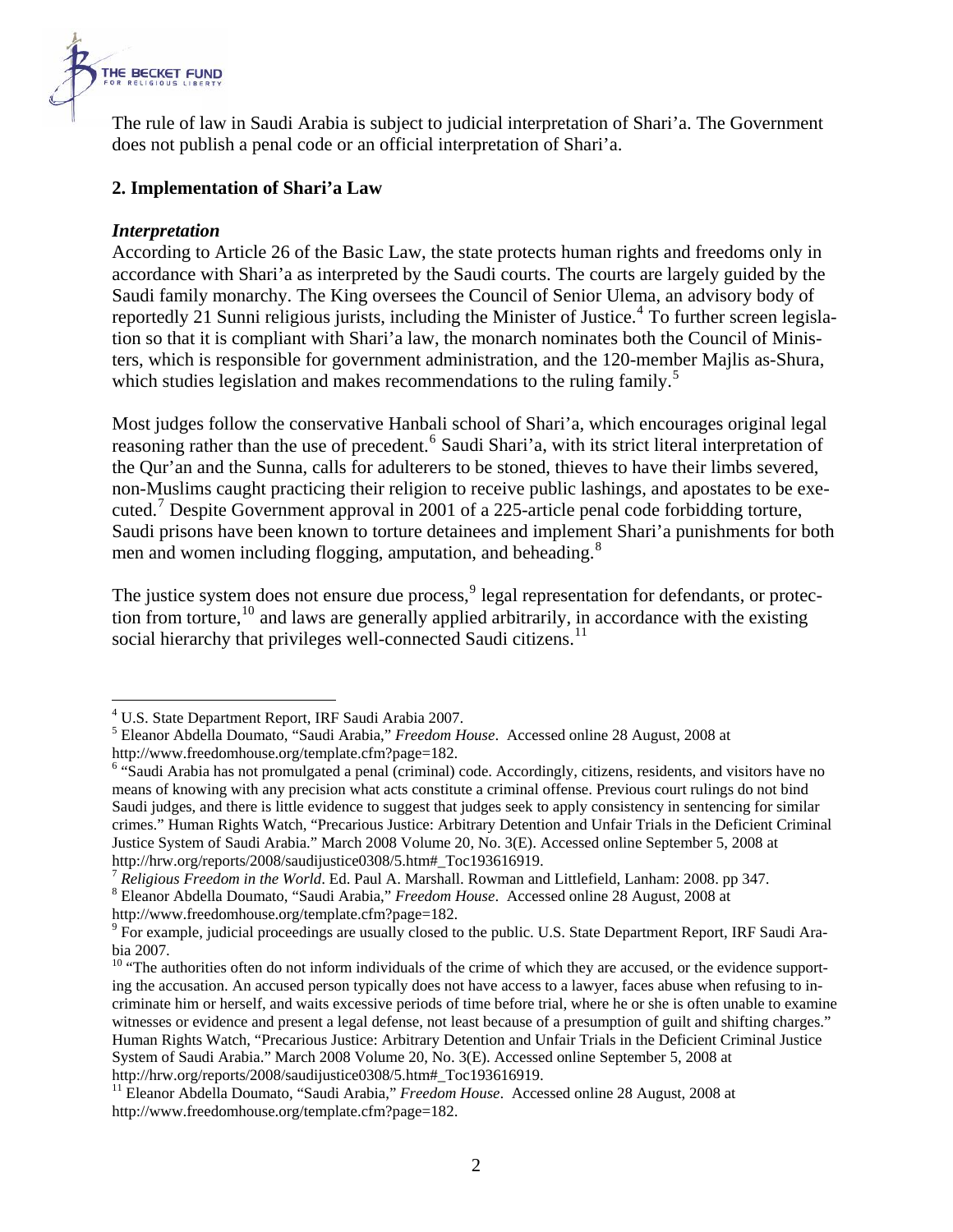The rule of law in Saudi Arabia is subject to judicial interpretation of Shari'a. The Government does not publish a penal code or an official interpretation of Shari'a.

## 2. Implementation of Shari'a Law

### *Interpretation*

According to Article 26 of the Basic Law, the state protects human rights and freedoms only in accordance with Shari'a as interpreted by the Saudi courts. The courts are largely guided by the Saudi family monarchy. The King oversees the Council of Senior Ulema, an advisory body of reportedly 21 Sunni religious jurists, including the Minister of Justice.[4] To further screen legislation so that it is compliant with Shari'a law, the monarch nominates both the Council of Ministers, which is responsible for government administration, and the 120-member Majlis as-Shura, which studies legislation and makes recommendations to the ruling family.[5]

Most judges follow the conservative Hanbali school of Shari'a, which encourages original legal reasoning rather than the use of precedent.[6] Saudi Shari'a, with its strict literal interpretation of the Qur'an and the Sunna, calls for adulterers to be stoned, thieves to have their limbs severed, non-Muslims caught practicing their religion to receive public lashings, and apostates to be executed.[7] Despite Government approval in 2001 of a 225-article penal code forbidding torture, Saudi prisons have been known to torture detainees and implement Shari'a punishments for both men and women including flogging, amputation, and beheading.[8]

The justice system does not ensure due process,[9] legal representation for defendants, or protection from torture,[10] and laws are generally applied arbitrarily, in accordance with the existing social hierarchy that privileges well-connected Saudi citizens.[11]

---

[4] U.S. State Department Report, IRF Saudi Arabia 2007.

[5] Eleanor Abdella Doumato, "Saudi Arabia," *Freedom House*. Accessed online 28 August, 2008 at http://www.freedomhouse.org/template.cfm?page=182.

[6] "Saudi Arabia has not promulgated a penal (criminal) code. Accordingly, citizens, residents, and visitors have no means of knowing with any precision what acts constitute a criminal offense. Previous court rulings do not bind Saudi judges, and there is little evidence to suggest that judges seek to apply consistency in sentencing for similar crimes." Human Rights Watch, "Precarious Justice: Arbitrary Detention and Unfair Trials in the Deficient Criminal Justice System of Saudi Arabia." March 2008 Volume 20, No. 3(E). Accessed online September 5, 2008 at http://hrw.org/reports/2008/saudijustice0308/5.htm#_Toc193616919.

[7] *Religious Freedom in the World*. Ed. Paul A. Marshall. Rowman and Littlefield, Lanham: 2008. pp 347.

[8] Eleanor Abdella Doumato, "Saudi Arabia," *Freedom House*. Accessed online 28 August, 2008 at http://www.freedomhouse.org/template.cfm?page=182.

[9] For example, judicial proceedings are usually closed to the public. U.S. State Department Report, IRF Saudi Arabia 2007.

[10] "The authorities often do not inform individuals of the crime of which they are accused, or the evidence supporting the accusation. An accused person typically does not have access to a lawyer, faces abuse when refusing to incriminate him or herself, and waits excessive periods of time before trial, where he or she is often unable to examine witnesses or evidence and present a legal defense, not least because of a presumption of guilt and shifting charges." Human Rights Watch, "Precarious Justice: Arbitrary Detention and Unfair Trials in the Deficient Criminal Justice System of Saudi Arabia." March 2008 Volume 20, No. 3(E). Accessed online September 5, 2008 at http://hrw.org/reports/2008/saudijustice0308/5.htm#_Toc193616919.

[11] Eleanor Abdella Doumato, "Saudi Arabia," *Freedom House*. Accessed online 28 August, 2008 at http://www.freedomhouse.org/template.cfm?page=182.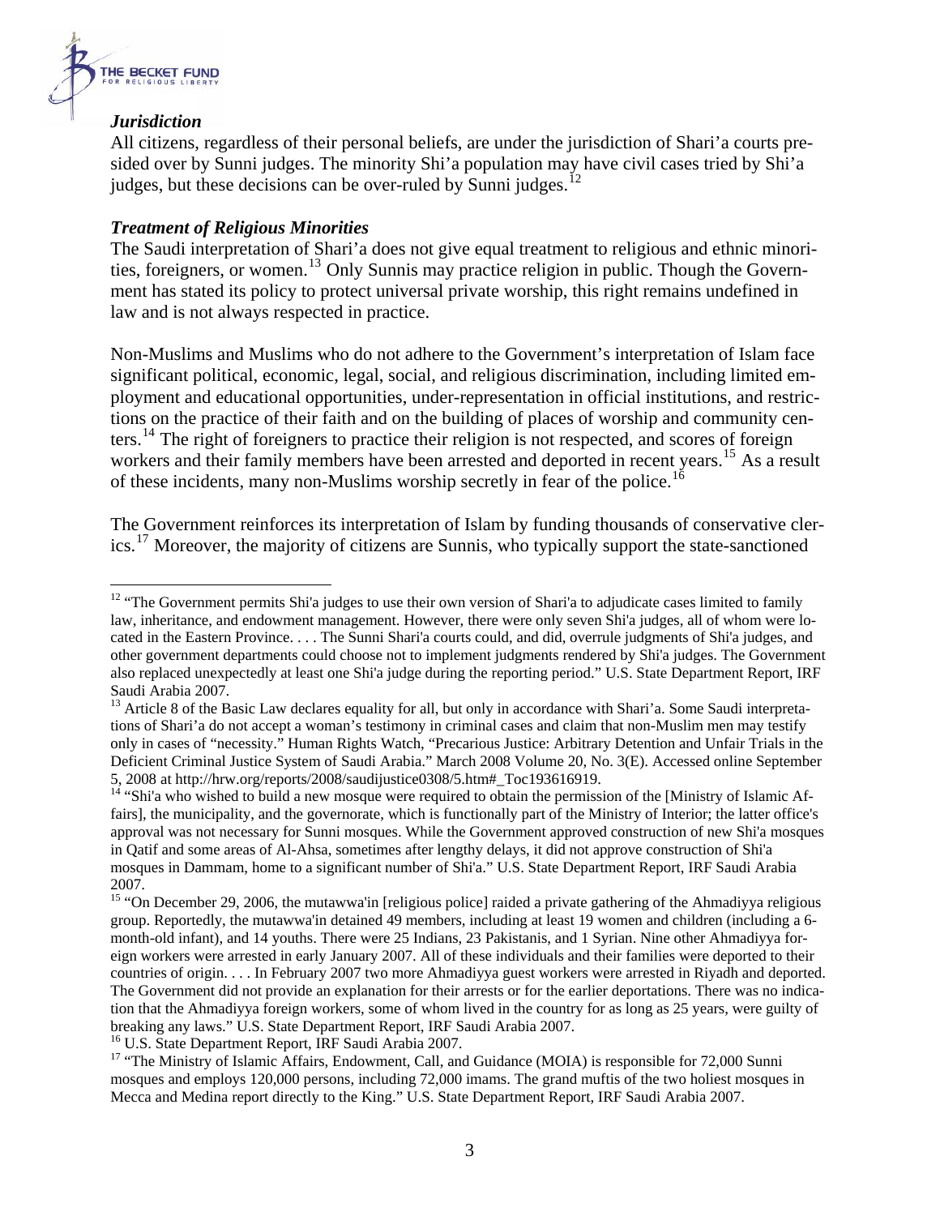### *Jurisdiction*

All citizens, regardless of their personal beliefs, are under the jurisdiction of Shari'a courts presided over by Sunni judges. The minority Shi'a population may have civil cases tried by Shi'a judges, but these decisions can be over-ruled by Sunni judges.[12]

### *Treatment of Religious Minorities*

The Saudi interpretation of Shari'a does not give equal treatment to religious and ethnic minorities, foreigners, or women.[13] Only Sunnis may practice religion in public. Though the Government has stated its policy to protect universal private worship, this right remains undefined in law and is not always respected in practice.

Non-Muslims and Muslims who do not adhere to the Government's interpretation of Islam face significant political, economic, legal, social, and religious discrimination, including limited employment and educational opportunities, under-representation in official institutions, and restrictions on the practice of their faith and on the building of places of worship and community centers.[14] The right of foreigners to practice their religion is not respected, and scores of foreign workers and their family members have been arrested and deported in recent years.[15] As a result of these incidents, many non-Muslims worship secretly in fear of the police.[16]

The Government reinforces its interpretation of Islam by funding thousands of conservative clerics.[17] Moreover, the majority of citizens are Sunnis, who typically support the state-sanctioned

---

[12] "The Government permits Shi'a judges to use their own version of Shari'a to adjudicate cases limited to family law, inheritance, and endowment management. However, there were only seven Shi'a judges, all of whom were located in the Eastern Province. . . . The Sunni Shari'a courts could, and did, overrule judgments of Shi'a judges, and other government departments could choose not to implement judgments rendered by Shi'a judges. The Government also replaced unexpectedly at least one Shi'a judge during the reporting period." U.S. State Department Report, IRF Saudi Arabia 2007.

[13] Article 8 of the Basic Law declares equality for all, but only in accordance with Shari'a. Some Saudi interpretations of Shari'a do not accept a woman's testimony in criminal cases and claim that non-Muslim men may testify only in cases of "necessity." Human Rights Watch, "Precarious Justice: Arbitrary Detention and Unfair Trials in the Deficient Criminal Justice System of Saudi Arabia." March 2008 Volume 20, No. 3(E). Accessed online September 5, 2008 at http://hrw.org/reports/2008/saudijustice0308/5.htm#_Toc193616919.

[14] "Shi'a who wished to build a new mosque were required to obtain the permission of the [Ministry of Islamic Affairs], the municipality, and the governorate, which is functionally part of the Ministry of Interior; the latter office's approval was not necessary for Sunni mosques. While the Government approved construction of new Shi'a mosques in Qatif and some areas of Al-Ahsa, sometimes after lengthy delays, it did not approve construction of Shi'a mosques in Dammam, home to a significant number of Shi'a." U.S. State Department Report, IRF Saudi Arabia 2007.

[15] "On December 29, 2006, the mutawwa'in [religious police] raided a private gathering of the Ahmadiyya religious group. Reportedly, the mutawwa'in detained 49 members, including at least 19 women and children (including a 6-month-old infant), and 14 youths. There were 25 Indians, 23 Pakistanis, and 1 Syrian. Nine other Ahmadiyya foreign workers were arrested in early January 2007. All of these individuals and their families were deported to their countries of origin. . . . In February 2007 two more Ahmadiyya guest workers were arrested in Riyadh and deported. The Government did not provide an explanation for their arrests or for the earlier deportations. There was no indication that the Ahmadiyya foreign workers, some of whom lived in the country for as long as 25 years, were guilty of breaking any laws." U.S. State Department Report, IRF Saudi Arabia 2007.

[16] U.S. State Department Report, IRF Saudi Arabia 2007.

[17] "The Ministry of Islamic Affairs, Endowment, Call, and Guidance (MOIA) is responsible for 72,000 Sunni mosques and employs 120,000 persons, including 72,000 imams. The grand muftis of the two holiest mosques in Mecca and Medina report directly to the King." U.S. State Department Report, IRF Saudi Arabia 2007.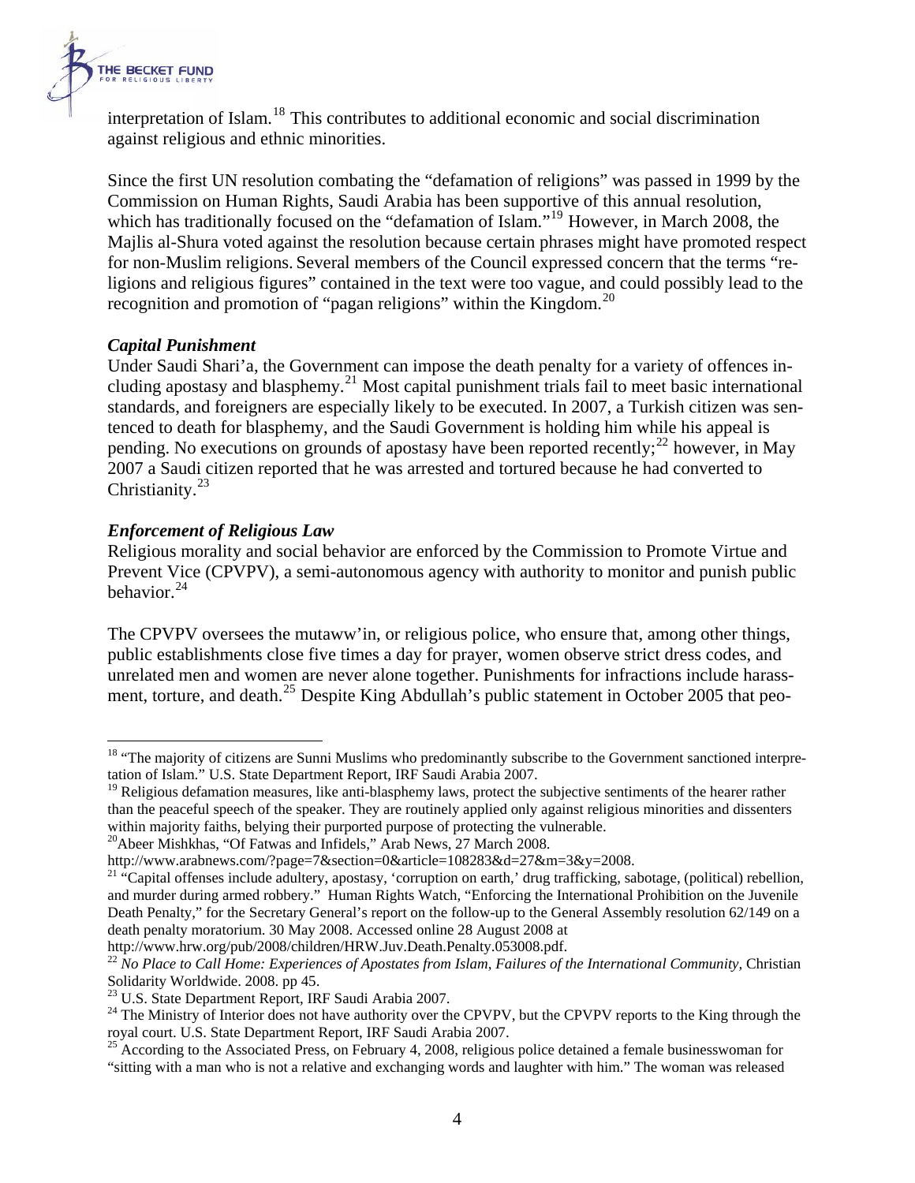interpretation of Islam.[18] This contributes to additional economic and social discrimination against religious and ethnic minorities.

Since the first UN resolution combating the "defamation of religions" was passed in 1999 by the Commission on Human Rights, Saudi Arabia has been supportive of this annual resolution, which has traditionally focused on the "defamation of Islam."[19] However, in March 2008, the Majlis al-Shura voted against the resolution because certain phrases might have promoted respect for non-Muslim religions. Several members of the Council expressed concern that the terms "religions and religious figures" contained in the text were too vague, and could possibly lead to the recognition and promotion of "pagan religions" within the Kingdom.[20]

### *Capital Punishment*

Under Saudi Shari'a, the Government can impose the death penalty for a variety of offences including apostasy and blasphemy.[21] Most capital punishment trials fail to meet basic international standards, and foreigners are especially likely to be executed. In 2007, a Turkish citizen was sentenced to death for blasphemy, and the Saudi Government is holding him while his appeal is pending. No executions on grounds of apostasy have been reported recently;[22] however, in May 2007 a Saudi citizen reported that he was arrested and tortured because he had converted to Christianity.[23]

### *Enforcement of Religious Law*

Religious morality and social behavior are enforced by the Commission to Promote Virtue and Prevent Vice (CPVPV), a semi-autonomous agency with authority to monitor and punish public behavior.[24]

The CPVPV oversees the mutaww'in, or religious police, who ensure that, among other things, public establishments close five times a day for prayer, women observe strict dress codes, and unrelated men and women are never alone together. Punishments for infractions include harassment, torture, and death.[25] Despite King Abdullah's public statement in October 2005 that peo-

---

[18] "The majority of citizens are Sunni Muslims who predominantly subscribe to the Government sanctioned interpretation of Islam." U.S. State Department Report, IRF Saudi Arabia 2007.

[19] Religious defamation measures, like anti-blasphemy laws, protect the subjective sentiments of the hearer rather than the peaceful speech of the speaker. They are routinely applied only against religious minorities and dissenters within majority faiths, belying their purported purpose of protecting the vulnerable.

[20] Abeer Mishkhas, "Of Fatwas and Infidels," Arab News, 27 March 2008. http://www.arabnews.com/?page=7&section=0&article=108283&d=27&m=3&y=2008.

[21] "Capital offenses include adultery, apostasy, 'corruption on earth,' drug trafficking, sabotage, (political) rebellion, and murder during armed robbery." Human Rights Watch, "Enforcing the International Prohibition on the Juvenile Death Penalty," for the Secretary General's report on the follow-up to the General Assembly resolution 62/149 on a death penalty moratorium. 30 May 2008. Accessed online 28 August 2008 at http://www.hrw.org/pub/2008/children/HRW.Juv.Death.Penalty.053008.pdf.

[22] *No Place to Call Home: Experiences of Apostates from Islam, Failures of the International Community*, Christian Solidarity Worldwide. 2008. pp 45.

[23] U.S. State Department Report, IRF Saudi Arabia 2007.

[24] The Ministry of Interior does not have authority over the CPVPV, but the CPVPV reports to the King through the royal court. U.S. State Department Report, IRF Saudi Arabia 2007.

[25] According to the Associated Press, on February 4, 2008, religious police detained a female businesswoman for "sitting with a man who is not a relative and exchanging words and laughter with him." The woman was released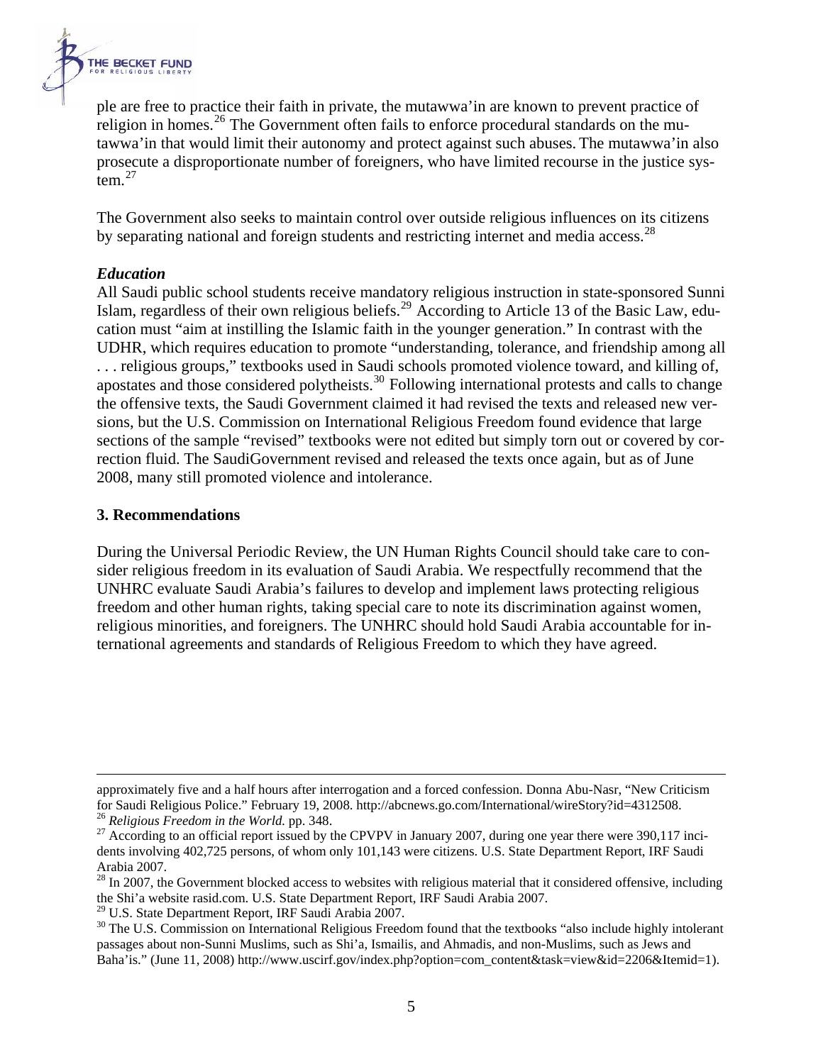ple are free to practice their faith in private, the mutawwa'in are known to prevent practice of religion in homes.[26] The Government often fails to enforce procedural standards on the mutawwa'in that would limit their autonomy and protect against such abuses. The mutawwa'in also prosecute a disproportionate number of foreigners, who have limited recourse in the justice system.[27]

The Government also seeks to maintain control over outside religious influences on its citizens by separating national and foreign students and restricting internet and media access.[28]

***Education***

All Saudi public school students receive mandatory religious instruction in state-sponsored Sunni Islam, regardless of their own religious beliefs.[29] According to Article 13 of the Basic Law, education must "aim at instilling the Islamic faith in the younger generation." In contrast with the UDHR, which requires education to promote "understanding, tolerance, and friendship among all . . . religious groups," textbooks used in Saudi schools promoted violence toward, and killing of, apostates and those considered polytheists.[30] Following international protests and calls to change the offensive texts, the Saudi Government claimed it had revised the texts and released new versions, but the U.S. Commission on International Religious Freedom found evidence that large sections of the sample "revised" textbooks were not edited but simply torn out or covered by correction fluid. The SaudiGovernment revised and released the texts once again, but as of June 2008, many still promoted violence and intolerance.

## 3. Recommendations

During the Universal Periodic Review, the UN Human Rights Council should take care to consider religious freedom in its evaluation of Saudi Arabia. We respectfully recommend that the UNHRC evaluate Saudi Arabia's failures to develop and implement laws protecting religious freedom and other human rights, taking special care to note its discrimination against women, religious minorities, and foreigners. The UNHRC should hold Saudi Arabia accountable for international agreements and standards of Religious Freedom to which they have agreed.

---

approximately five and a half hours after interrogation and a forced confession. Donna Abu-Nasr, "New Criticism for Saudi Religious Police." February 19, 2008. http://abcnews.go.com/International/wireStory?id=4312508.

[26] *Religious Freedom in the World.* pp. 348.

[27] According to an official report issued by the CPVPV in January 2007, during one year there were 390,117 incidents involving 402,725 persons, of whom only 101,143 were citizens. U.S. State Department Report, IRF Saudi Arabia 2007.

[28] In 2007, the Government blocked access to websites with religious material that it considered offensive, including the Shi'a website rasid.com. U.S. State Department Report, IRF Saudi Arabia 2007.

[29] U.S. State Department Report, IRF Saudi Arabia 2007.

[30] The U.S. Commission on International Religious Freedom found that the textbooks "also include highly intolerant passages about non-Sunni Muslims, such as Shi'a, Ismailis, and Ahmadis, and non-Muslims, such as Jews and Baha'is." (June 11, 2008) http://www.uscirf.gov/index.php?option=com_content&task=view&id=2206&Itemid=1).